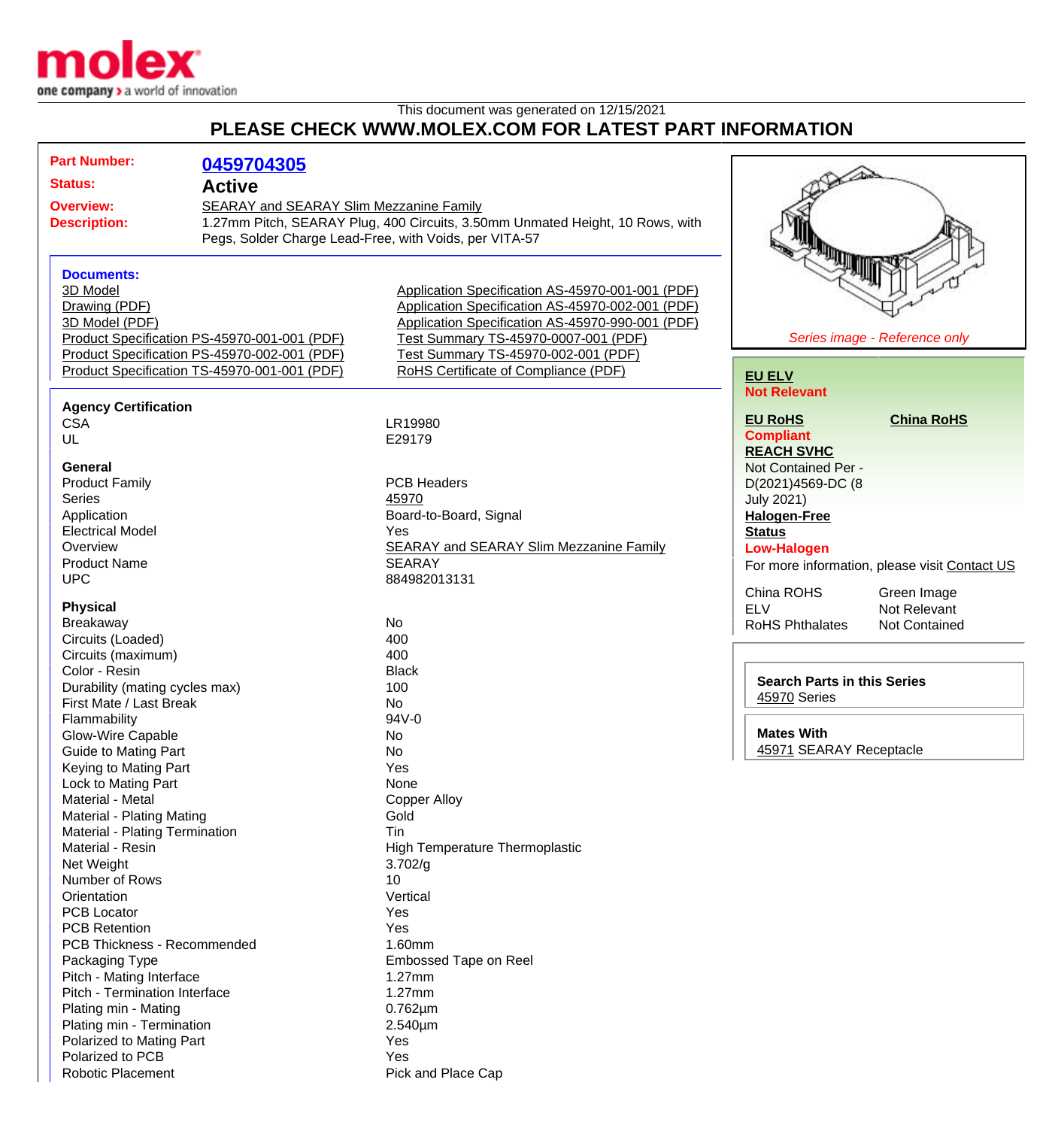This document was generated on 12/15/2021

# PLEASE CHECK WWW.MOLEX.COM FOR LATEST PART INFORMATION

**Part Number:** 0459704305

**Status:** Active

**Overview:** SEARAY and SEARAY Slim Mezzanine Family

**Description:** 1.27mm Pitch, SEARAY Plug, 400 Circuits, 3.50mm Unmated Height, 10 Rows, with Pegs, Solder Charge Lead-Free, with Voids, per VITA-57

*Series image - Reference only*

## Documents:

- 3D Model
- Drawing (PDF)
- 3D Model (PDF)
- Product Specification PS-45970-001-001 (PDF)
- Product Specification PS-45970-002-001 (PDF)
- Product Specification TS-45970-001-001 (PDF)
- Application Specification AS-45970-001-001 (PDF)
- Application Specification AS-45970-002-001 (PDF)
- Application Specification AS-45970-990-001 (PDF)
- Test Summary TS-45970-0007-001 (PDF)
- Test Summary TS-45970-002-001 (PDF)
- RoHS Certificate of Compliance (PDF)

**EU ELV**
Not Relevant

**EU RoHS**
Compliant

**China RoHS**

**REACH SVHC**
Not Contained Per - D(2021)4569-DC (8 July 2021)

**Halogen-Free Status**
Low-Halogen

For more information, please visit Contact US

| | |
|---|---|
| China ROHS | Green Image |
| ELV | Not Relevant |
| RoHS Phthalates | Not Contained |

**Search Parts in this Series**
45970 Series

**Mates With**
45971 SEARAY Receptacle

### Agency Certification

| | |
|---|---|
| CSA | LR19980 |
| UL | E29179 |

### General

| | |
|---|---|
| Product Family | PCB Headers |
| Series | 45970 |
| Application | Board-to-Board, Signal |
| Electrical Model | Yes |
| Overview | SEARAY and SEARAY Slim Mezzanine Family |
| Product Name | SEARAY |
| UPC | 884982013131 |

### Physical

| | |
|---|---|
| Breakaway | No |
| Circuits (Loaded) | 400 |
| Circuits (maximum) | 400 |
| Color - Resin | Black |
| Durability (mating cycles max) | 100 |
| First Mate / Last Break | No |
| Flammability | 94V-0 |
| Glow-Wire Capable | No |
| Guide to Mating Part | No |
| Keying to Mating Part | Yes |
| Lock to Mating Part | None |
| Material - Metal | Copper Alloy |
| Material - Plating Mating | Gold |
| Material - Plating Termination | Tin |
| Material - Resin | High Temperature Thermoplastic |
| Net Weight | 3.702/g |
| Number of Rows | 10 |
| Orientation | Vertical |
| PCB Locator | Yes |
| PCB Retention | Yes |
| PCB Thickness - Recommended | 1.60mm |
| Packaging Type | Embossed Tape on Reel |
| Pitch - Mating Interface | 1.27mm |
| Pitch - Termination Interface | 1.27mm |
| Plating min - Mating | 0.762µm |
| Plating min - Termination | 2.540µm |
| Polarized to Mating Part | Yes |
| Polarized to PCB | Yes |
| Robotic Placement | Pick and Place Cap |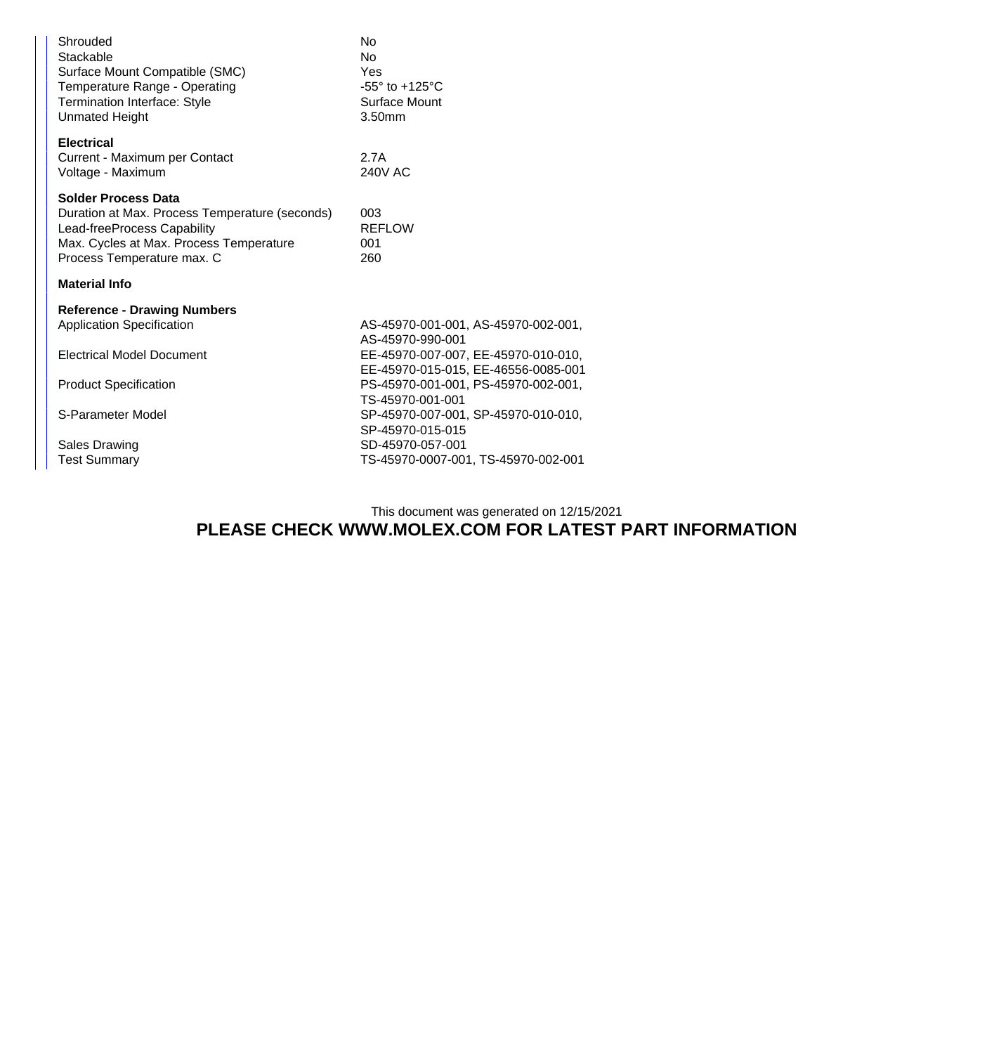| | |
|---|---|
| Shrouded | No |
| Stackable | No |
| Surface Mount Compatible (SMC) | Yes |
| Temperature Range - Operating | -55° to +125°C |
| Termination Interface: Style | Surface Mount |
| Unmated Height | 3.50mm |

**Electrical**

| | |
|---|---|
| Current - Maximum per Contact | 2.7A |
| Voltage - Maximum | 240V AC |

**Solder Process Data**

| | |
|---|---|
| Duration at Max. Process Temperature (seconds) | 003 |
| Lead-freeProcess Capability | REFLOW |
| Max. Cycles at Max. Process Temperature | 001 |
| Process Temperature max. C | 260 |

**Material Info**

**Reference - Drawing Numbers**

| | |
|---|---|
| Application Specification | AS-45970-001-001, AS-45970-002-001, AS-45970-990-001 |
| Electrical Model Document | EE-45970-007-007, EE-45970-010-010, EE-45970-015-015, EE-46556-0085-001 |
| Product Specification | PS-45970-001-001, PS-45970-002-001, TS-45970-001-001 |
| S-Parameter Model | SP-45970-007-001, SP-45970-010-010, SP-45970-015-015 |
| Sales Drawing | SD-45970-057-001 |
| Test Summary | TS-45970-0007-001, TS-45970-002-001 |

This document was generated on 12/15/2021

**PLEASE CHECK WWW.MOLEX.COM FOR LATEST PART INFORMATION**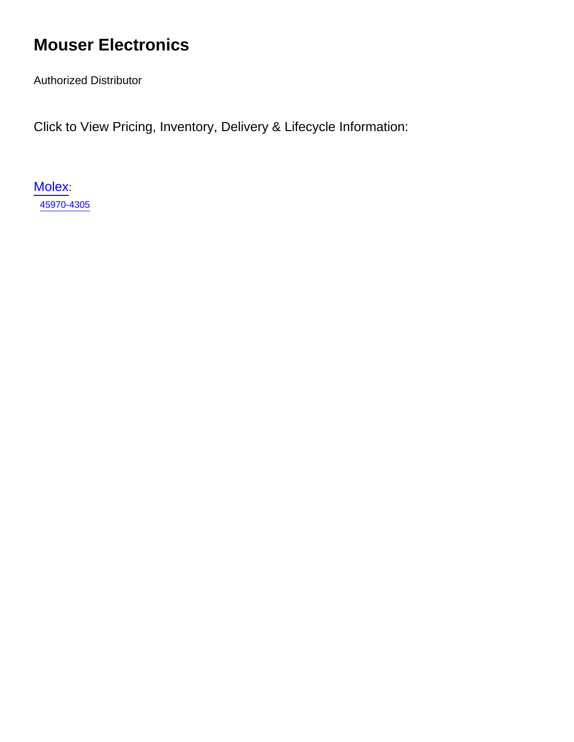# Mouser Electronics

Authorized Distributor

Click to View Pricing, Inventory, Delivery & Lifecycle Information:

Molex:

45970-4305